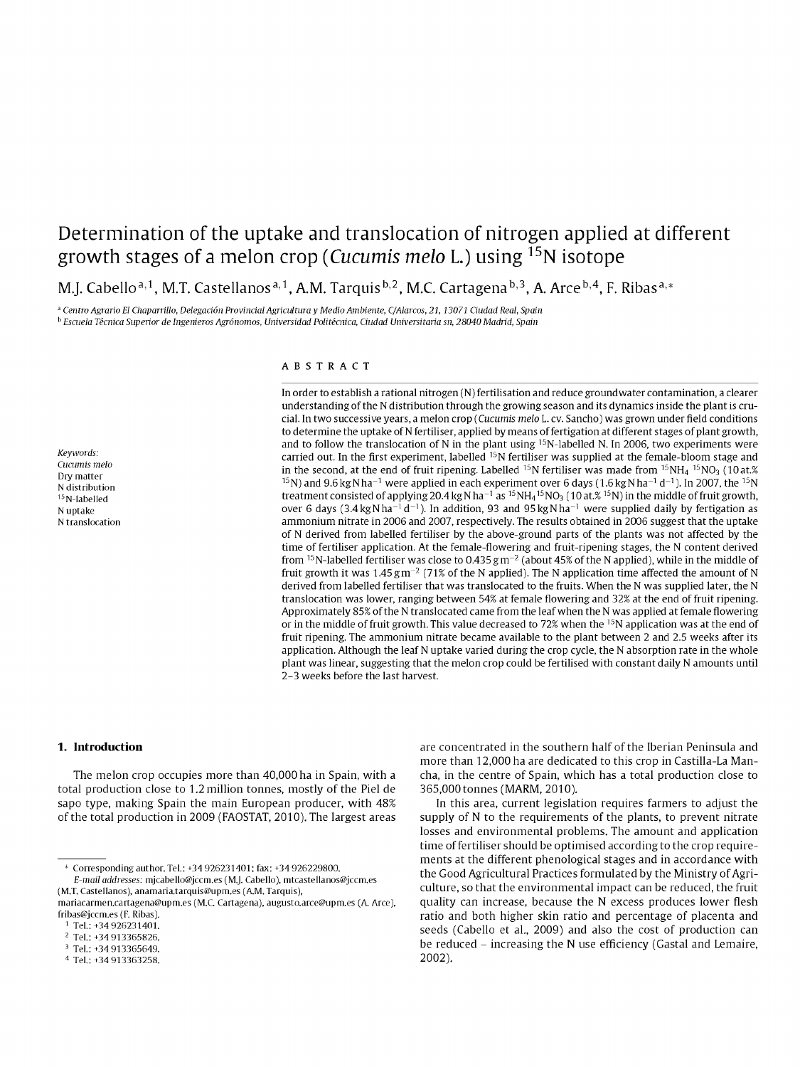# Determination of the uptake and translocation of nitrogen applied at different growth stages of a melon crop (*Cucumis melo* L.) using $^{15}N$ isotope

M.J. Cabello[a,1], M.T. Castellanos[a,1], A.M. Tarquis[b,2], M.C. Cartagena[b,3], A. Arce[b,4], F. Ribas[a,*]

[a] Centro Agrario El Chaparrillo, Delegación Provincial Agricultura y Medio Ambiente, C/Alarcos, 21, 13071 Ciudad Real, Spain
[b] Escuela Técnica Superior de Ingenieros Agrónomos, Universidad Politécnica, Ciudad Universitaria sn, 28040 Madrid, Spain

**Keywords:**
Cucumis melo
Dry matter
N distribution
$^{15}N$-labelled
N uptake
N translocation

## ABSTRACT

In order to establish a rational nitrogen (N) fertilisation and reduce groundwater contamination, a clearer understanding of the N distribution through the growing season and its dynamics inside the plant is crucial. In two successive years, a melon crop (*Cucumis melo* L. cv. Sancho) was grown under field conditions to determine the uptake of N fertiliser, applied by means of fertigation at different stages of plant growth, and to follow the translocation of N in the plant using $^{15}N$-labelled N. In 2006, two experiments were carried out. In the first experiment, labelled $^{15}N$ fertiliser was supplied at the female-bloom stage and in the second, at the end of fruit ripening. Labelled $^{15}N$ fertiliser was made from $^{15}NH_4\,^{15}NO_3$ (10 at.% $^{15}N$) and 9.6 kg N $ha^{-1}$ were applied in each experiment over 6 days (1.6 kg N $ha^{-1}$ $d^{-1}$). In 2007, the $^{15}N$ treatment consisted of applying 20.4 kg N $ha^{-1}$ as $^{15}NH_4\,^{15}NO_3$ (10 at.% $^{15}N$) in the middle of fruit growth, over 6 days (3.4 kg N $ha^{-1}$ $d^{-1}$). In addition, 93 and 95 kg N $ha^{-1}$ were supplied daily by fertigation as ammonium nitrate in 2006 and 2007, respectively. The results obtained in 2006 suggest that the uptake of N derived from labelled fertiliser by the above-ground parts of the plants was not affected by the time of fertiliser application. At the female-flowering and fruit-ripening stages, the N content derived from $^{15}N$-labelled fertiliser was close to 0.435 g $m^{-2}$ (about 45% of the N applied), while in the middle of fruit growth it was 1.45 g $m^{-2}$ (71% of the N applied). The N application time affected the amount of N derived from labelled fertiliser that was translocated to the fruits. When the N was supplied later, the N translocation was lower, ranging between 54% at female flowering and 32% at the end of fruit ripening. Approximately 85% of the N translocated came from the leaf when the N was applied at female flowering or in the middle of fruit growth. This value decreased to 72% when the $^{15}N$ application was at the end of fruit ripening. The ammonium nitrate became available to the plant between 2 and 2.5 weeks after its application. Although the leaf N uptake varied during the crop cycle, the N absorption rate in the whole plant was linear, suggesting that the melon crop could be fertilised with constant daily N amounts until 2–3 weeks before the last harvest.

## 1. Introduction

The melon crop occupies more than 40,000 ha in Spain, with a total production close to 1.2 million tonnes, mostly of the Piel de sapo type, making Spain the main European producer, with 48% of the total production in 2009 (FAOSTAT, 2010). The largest areas are concentrated in the southern half of the Iberian Peninsula and more than 12,000 ha are dedicated to this crop in Castilla-La Mancha, in the centre of Spain, which has a total production close to 365,000 tonnes (MARM, 2010).

In this area, current legislation requires farmers to adjust the supply of N to the requirements of the plants, to prevent nitrate losses and environmental problems. The amount and application time of fertiliser should be optimised according to the crop requirements at the different phenological stages and in accordance with the Good Agricultural Practices formulated by the Ministry of Agriculture, so that the environmental impact can be reduced, the fruit quality can increase, because the N excess produces lower flesh ratio and both higher skin ratio and percentage of placenta and seeds (Cabello et al., 2009) and also the cost of production can be reduced – increasing the N use efficiency (Gastal and Lemaire, 2002).

---

\* Corresponding author. Tel.: +34 926231401; fax: +34 926229800.
E-mail addresses: mjcabello@jccm.es (M.J. Cabello), mtcastellanos@jccm.es (M.T. Castellanos), anamaria.tarquis@upm.es (A.M. Tarquis), mariacarmen.cartagena@upm.es (M.C. Cartagena), augusto.arce@upm.es (A. Arce), fribas@jccm.es (F. Ribas).
[1] Tel.: +34 926231401.
[2] Tel.: +34 913365826.
[3] Tel.: +34 913365649.
[4] Tel.: +34 913363258.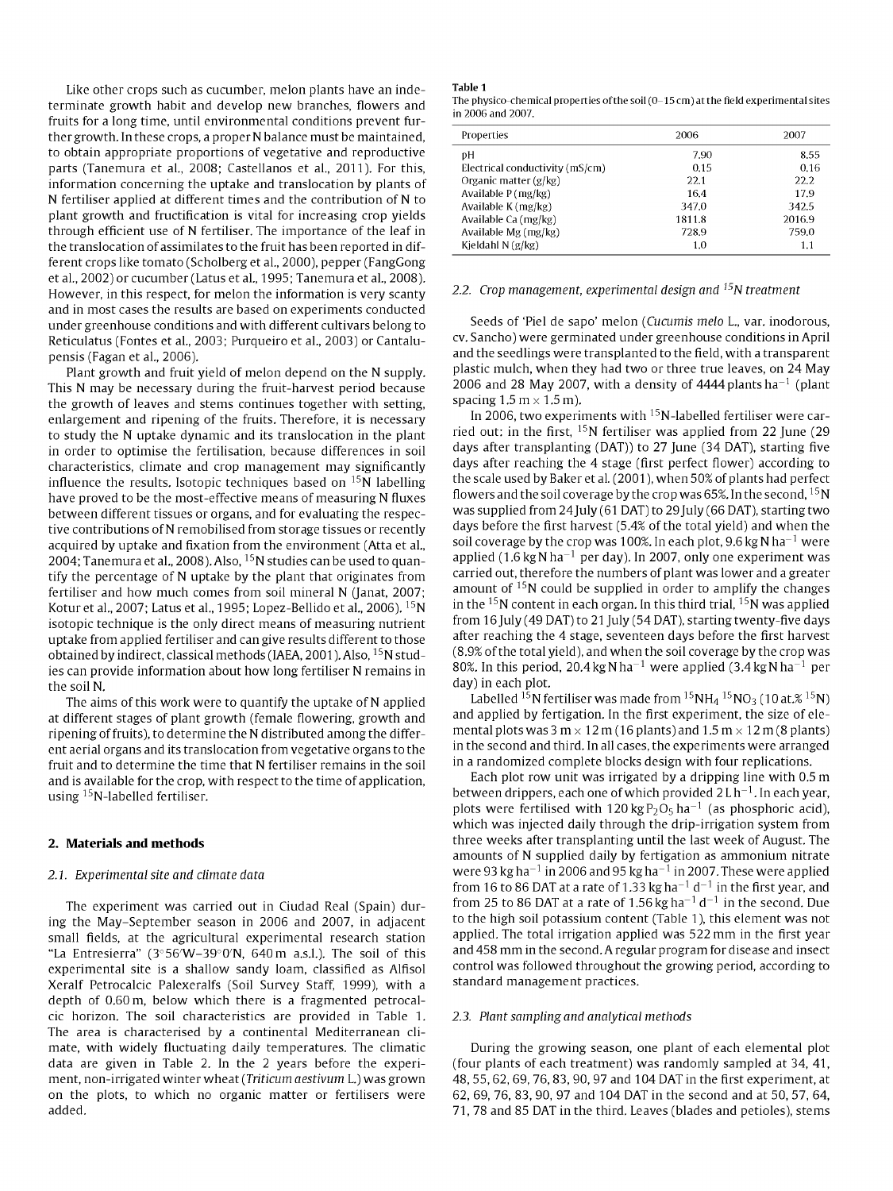Like other crops such as cucumber, melon plants have an indeterminate growth habit and develop new branches, flowers and fruits for a long time, until environmental conditions prevent further growth. In these crops, a proper N balance must be maintained, to obtain appropriate proportions of vegetative and reproductive parts (Tanemura et al., 2008; Castellanos et al., 2011). For this, information concerning the uptake and translocation by plants of N fertiliser applied at different times and the contribution of N to plant growth and fructification is vital for increasing crop yields through efficient use of N fertiliser. The importance of the leaf in the translocation of assimilates to the fruit has been reported in different crops like tomato (Scholberg et al., 2000), pepper (FangGong et al., 2002) or cucumber (Latus et al., 1995; Tanemura et al., 2008). However, in this respect, for melon the information is very scanty and in most cases the results are based on experiments conducted under greenhouse conditions and with different cultivars belong to Reticulatus (Fontes et al., 2003; Purqueiro et al., 2003) or Cantalupensis (Fagan et al., 2006).

Plant growth and fruit yield of melon depend on the N supply. This N may be necessary during the fruit-harvest period because the growth of leaves and stems continues together with setting, enlargement and ripening of the fruits. Therefore, it is necessary to study the N uptake dynamic and its translocation in the plant in order to optimise the fertilisation, because differences in soil characteristics, climate and crop management may significantly influence the results. Isotopic techniques based on $^{15}N$ labelling have proved to be the most-effective means of measuring N fluxes between different tissues or organs, and for evaluating the respective contributions of N remobilised from storage tissues or recently acquired by uptake and fixation from the environment (Atta et al., 2004; Tanemura et al., 2008). Also, $^{15}N$ studies can be used to quantify the percentage of N uptake by the plant that originates from fertiliser and how much comes from soil mineral N (Janat, 2007; Kotur et al., 2007; Latus et al., 1995; Lopez-Bellido et al., 2006). $^{15}N$ isotopic technique is the only direct means of measuring nutrient uptake from applied fertiliser and can give results different to those obtained by indirect, classical methods (IAEA, 2001). Also, $^{15}N$ studies can provide information about how long fertiliser N remains in the soil N.

The aims of this work were to quantify the uptake of N applied at different stages of plant growth (female flowering, growth and ripening of fruits), to determine the N distributed among the different aerial organs and its translocation from vegetative organs to the fruit and to determine the time that N fertiliser remains in the soil and is available for the crop, with respect to the time of application, using $^{15}N$-labelled fertiliser.

## 2. Materials and methods

### 2.1. Experimental site and climate data

The experiment was carried out in Ciudad Real (Spain) during the May–September season in 2006 and 2007, in adjacent small fields, at the agricultural experimental research station "La Entresierra" (3°56′W–39°0′N, 640 m a.s.l.). The soil of this experimental site is a shallow sandy loam, classified as Alfisol Xeralf Petrocalcic Palexeralfs (Soil Survey Staff, 1999), with a depth of 0.60 m, below which there is a fragmented petrocalcic horizon. The soil characteristics are provided in Table 1. The area is characterised by a continental Mediterranean climate, with widely fluctuating daily temperatures. The climatic data are given in Table 2. In the 2 years before the experiment, non-irrigated winter wheat (*Triticum aestivum* L.) was grown on the plots, to which no organic matter or fertilisers were added.

**Table 1**
The physico-chemical properties of the soil (0–15 cm) at the field experimental sites in 2006 and 2007.

| Properties | 2006 | 2007 |
|---|---|---|
| pH | 7.90 | 8.55 |
| Electrical conductivity (mS/cm) | 0.15 | 0.16 |
| Organic matter (g/kg) | 22.1 | 22.2 |
| Available P (mg/kg) | 16.4 | 17.9 |
| Available K (mg/kg) | 347.0 | 342.5 |
| Available Ca (mg/kg) | 1811.8 | 2016.9 |
| Available Mg (mg/kg) | 728.9 | 759.0 |
| Kjeldahl N (g/kg) | 1.0 | 1.1 |

### 2.2. Crop management, experimental design and $^{15}N$ treatment

Seeds of 'Piel de sapo' melon (*Cucumis melo* L., var. inodorous, cv. Sancho) were germinated under greenhouse conditions in April and the seedlings were transplanted to the field, with a transparent plastic mulch, when they had two or three true leaves, on 24 May 2006 and 28 May 2007, with a density of 4444 plants $ha^{-1}$ (plant spacing 1.5 m × 1.5 m).

In 2006, two experiments with $^{15}N$-labelled fertiliser were carried out: in the first, $^{15}N$ fertiliser was applied from 22 June (29 days after transplanting (DAT)) to 27 June (34 DAT), starting five days after reaching the 4 stage (first perfect flower) according to the scale used by Baker et al. (2001), when 50% of plants had perfect flowers and the soil coverage by the crop was 65%. In the second, $^{15}N$ was supplied from 24 July (61 DAT) to 29 July (66 DAT), starting two days before the first harvest (5.4% of the total yield) and when the soil coverage by the crop was 100%. In each plot, 9.6 kg N $ha^{-1}$ were applied (1.6 kg N $ha^{-1}$ per day). In 2007, only one experiment was carried out, therefore the numbers of plant was lower and a greater amount of $^{15}N$ could be supplied in order to amplify the changes in the $^{15}N$ content in each organ. In this third trial, $^{15}N$ was applied from 16 July (49 DAT) to 21 July (54 DAT), starting twenty-five days after reaching the 4 stage, seventeen days before the first harvest (8.9% of the total yield), and when the soil coverage by the crop was 80%. In this period, 20.4 kg N $ha^{-1}$ were applied (3.4 kg N $ha^{-1}$ per day) in each plot.

Labelled $^{15}N$ fertiliser was made from $^{15}NH_4{}^{15}NO_3$ (10 at.% $^{15}N$) and applied by fertigation. In the first experiment, the size of elemental plots was 3 m × 12 m (16 plants) and 1.5 m × 12 m (8 plants) in the second and third. In all cases, the experiments were arranged in a randomized complete blocks design with four replications.

Each plot row unit was irrigated by a dripping line with 0.5 m between drippers, each one of which provided 2 L $h^{-1}$. In each year, plots were fertilised with 120 kg $P_2O_5$ $ha^{-1}$ (as phosphoric acid), which was injected daily through the drip-irrigation system from three weeks after transplanting until the last week of August. The amounts of N supplied daily by fertigation as ammonium nitrate were 93 kg $ha^{-1}$ in 2006 and 95 kg $ha^{-1}$ in 2007. These were applied from 16 to 86 DAT at a rate of 1.33 kg $ha^{-1}$ $d^{-1}$ in the first year, and from 25 to 86 DAT at a rate of 1.56 kg $ha^{-1}$ $d^{-1}$ in the second. Due to the high soil potassium content (Table 1), this element was not applied. The total irrigation applied was 522 mm in the first year and 458 mm in the second. A regular program for disease and insect control was followed throughout the growing period, according to standard management practices.

### 2.3. Plant sampling and analytical methods

During the growing season, one plant of each elemental plot (four plants of each treatment) was randomly sampled at 34, 41, 48, 55, 62, 69, 76, 83, 90, 97 and 104 DAT in the first experiment, at 62, 69, 76, 83, 90, 97 and 104 DAT in the second and at 50, 57, 64, 71, 78 and 85 DAT in the third. Leaves (blades and petioles), stems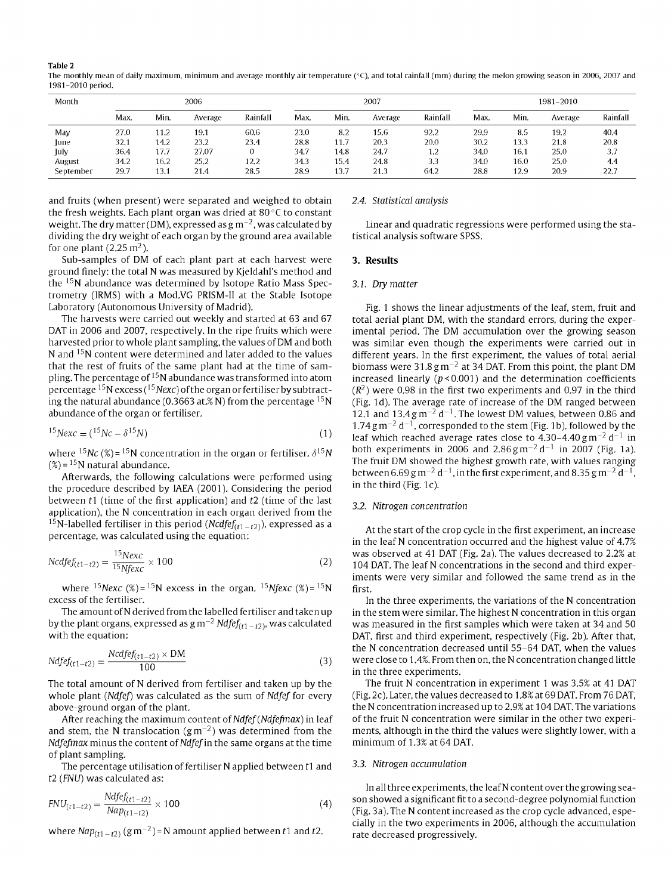**Table 2**
The monthly mean of daily maximum, minimum and average monthly air temperature (°C), and total rainfall (mm) during the melon growing season in 2006, 2007 and 1981–2010 period.

| Month | 2006 | | | | 2007 | | | | 1981–2010 | | | |
|---|---|---|---|---|---|---|---|---|---|---|---|---|
| | Max. | Min. | Average | Rainfall | Max. | Min. | Average | Rainfall | Max. | Min. | Average | Rainfall |
| May | 27.0 | 11.2 | 19.1 | 60.6 | 23.0 | 8.2 | 15.6 | 92.2 | 29.9 | 8.5 | 19.2 | 40.4 |
| June | 32.1 | 14.2 | 23.2 | 23.4 | 28.8 | 11.7 | 20.3 | 20.0 | 30.2 | 13.3 | 21.8 | 20.8 |
| July | 36.4 | 17.7 | 27.07 | 0 | 34.7 | 14.8 | 24.7 | 1.2 | 34.0 | 16.1 | 25.0 | 3.7 |
| August | 34.2 | 16.2 | 25.2 | 12.2 | 34.3 | 15.4 | 24.8 | 3.3 | 34.0 | 16.0 | 25.0 | 4.4 |
| September | 29.7 | 13.1 | 21.4 | 28.5 | 28.9 | 13.7 | 21.3 | 64.2 | 28.8 | 12.9 | 20.9 | 22.7 |

and fruits (when present) were separated and weighed to obtain the fresh weights. Each plant organ was dried at 80 °C to constant weight. The dry matter (DM), expressed as g $m^{-2}$, was calculated by dividing the dry weight of each organ by the ground area available for one plant (2.25 $m^2$).

Sub-samples of DM of each plant part at each harvest were ground finely: the total N was measured by Kjeldahl's method and the $^{15}N$ abundance was determined by Isotope Ratio Mass Spectrometry (IRMS) with a Mod.VG PRISM-II at the Stable Isotope Laboratory (Autonomous University of Madrid).

The harvests were carried out weekly and started at 63 and 67 DAT in 2006 and 2007, respectively. In the ripe fruits which were harvested prior to whole plant sampling, the values of DM and both N and $^{15}N$ content were determined and later added to the values that the rest of fruits of the same plant had at the time of sampling. The percentage of $^{15}N$ abundance was transformed into atom percentage $^{15}N$ excess ($^{15}Nexc$) of the organ or fertiliser by subtracting the natural abundance (0.3663 at.% N) from the percentage $^{15}N$ abundance of the organ or fertiliser.

$$^{15}Nexc = (^{15}Nc - \delta^{15}N) \tag{1}$$

where $^{15}Nc$ (%) = $^{15}N$ concentration in the organ or fertiliser. $\delta^{15}N$ (%) = $^{15}N$ natural abundance.

Afterwards, the following calculations were performed using the procedure described by IAEA (2001). Considering the period between $t1$ (time of the first application) and $t2$ (time of the last application), the N concentration in each organ derived from the $^{15}N$-labelled fertiliser in this period ($Ncdfef_{(t1-t2)}$), expressed as a percentage, was calculated using the equation:

$$Ncdfef_{(t1-t2)} = \frac{^{15}Nexc}{^{15}Nfexc} \times 100 \tag{2}$$

where $^{15}Nexc$ (%) = $^{15}N$ excess in the organ. $^{15}Nfexc$ (%) = $^{15}N$ excess of the fertiliser.

The amount of N derived from the labelled fertiliser and taken up by the plant organs, expressed as g $m^{-2}$ $Ndfef_{(t1-t2)}$, was calculated with the equation:

$$Ndfef_{(t1-t2)} = \frac{Ncdfef_{(t1-t2)} \times DM}{100} \tag{3}$$

The total amount of N derived from fertiliser and taken up by the whole plant (*Ndfef*) was calculated as the sum of *Ndfef* for every above-ground organ of the plant.

After reaching the maximum content of *Ndfef* (*Ndfefmax*) in leaf and stem, the N translocation (g $m^{-2}$) was determined from the *Ndfefmax* minus the content of *Ndfef* in the same organs at the time of plant sampling.

The percentage utilisation of fertiliser N applied between $t1$ and $t2$ (*FNU*) was calculated as:

$$FNU_{(t1-t2)} = \frac{Ndfef_{(t1-t2)}}{Nap_{(t1-t2)}} \times 100 \tag{4}$$

where $Nap_{(t1-t2)}$ (g $m^{-2}$) = N amount applied between $t1$ and $t2$.

### 2.4. Statistical analysis

Linear and quadratic regressions were performed using the statistical analysis software SPSS.

## 3. Results

### 3.1. Dry matter

Fig. 1 shows the linear adjustments of the leaf, stem, fruit and total aerial plant DM, with the standard errors, during the experimental period. The DM accumulation over the growing season was similar even though the experiments were carried out in different years. In the first experiment, the values of total aerial biomass were 31.8 g $m^{-2}$ at 34 DAT. From this point, the plant DM increased linearly ($p < 0.001$) and the determination coefficients ($R^2$) were 0.98 in the first two experiments and 0.97 in the third (Fig. 1d). The average rate of increase of the DM ranged between 12.1 and 13.4 g $m^{-2}$ $d^{-1}$. The lowest DM values, between 0.86 and 1.74 g $m^{-2}$ $d^{-1}$, corresponded to the stem (Fig. 1b), followed by the leaf which reached average rates close to 4.30–4.40 g $m^{-2}$ $d^{-1}$ in both experiments in 2006 and 2.86 g $m^{-2}$ $d^{-1}$ in 2007 (Fig. 1a). The fruit DM showed the highest growth rate, with values ranging between 6.69 g $m^{-2}$ $d^{-1}$, in the first experiment, and 8.35 g $m^{-2}$ $d^{-1}$, in the third (Fig. 1c).

### 3.2. Nitrogen concentration

At the start of the crop cycle in the first experiment, an increase in the leaf N concentration occurred and the highest value of 4.7% was observed at 41 DAT (Fig. 2a). The values decreased to 2.2% at 104 DAT. The leaf N concentrations in the second and third experiments were very similar and followed the same trend as in the first.

In the three experiments, the variations of the N concentration in the stem were similar. The highest N concentration in this organ was measured in the first samples which were taken at 34 and 50 DAT, first and third experiment, respectively (Fig. 2b). After that, the N concentration decreased until 55–64 DAT, when the values were close to 1.4%. From then on, the N concentration changed little in the three experiments.

The fruit N concentration in experiment 1 was 3.5% at 41 DAT (Fig. 2c). Later, the values decreased to 1.8% at 69 DAT. From 76 DAT, the N concentration increased up to 2.9% at 104 DAT. The variations of the fruit N concentration were similar in the other two experiments, although in the third the values were slightly lower, with a minimum of 1.3% at 64 DAT.

### 3.3. Nitrogen accumulation

In all three experiments, the leaf N content over the growing season showed a significant fit to a second-degree polynomial function (Fig. 3a). The N content increased as the crop cycle advanced, especially in the two experiments in 2006, although the accumulation rate decreased progressively.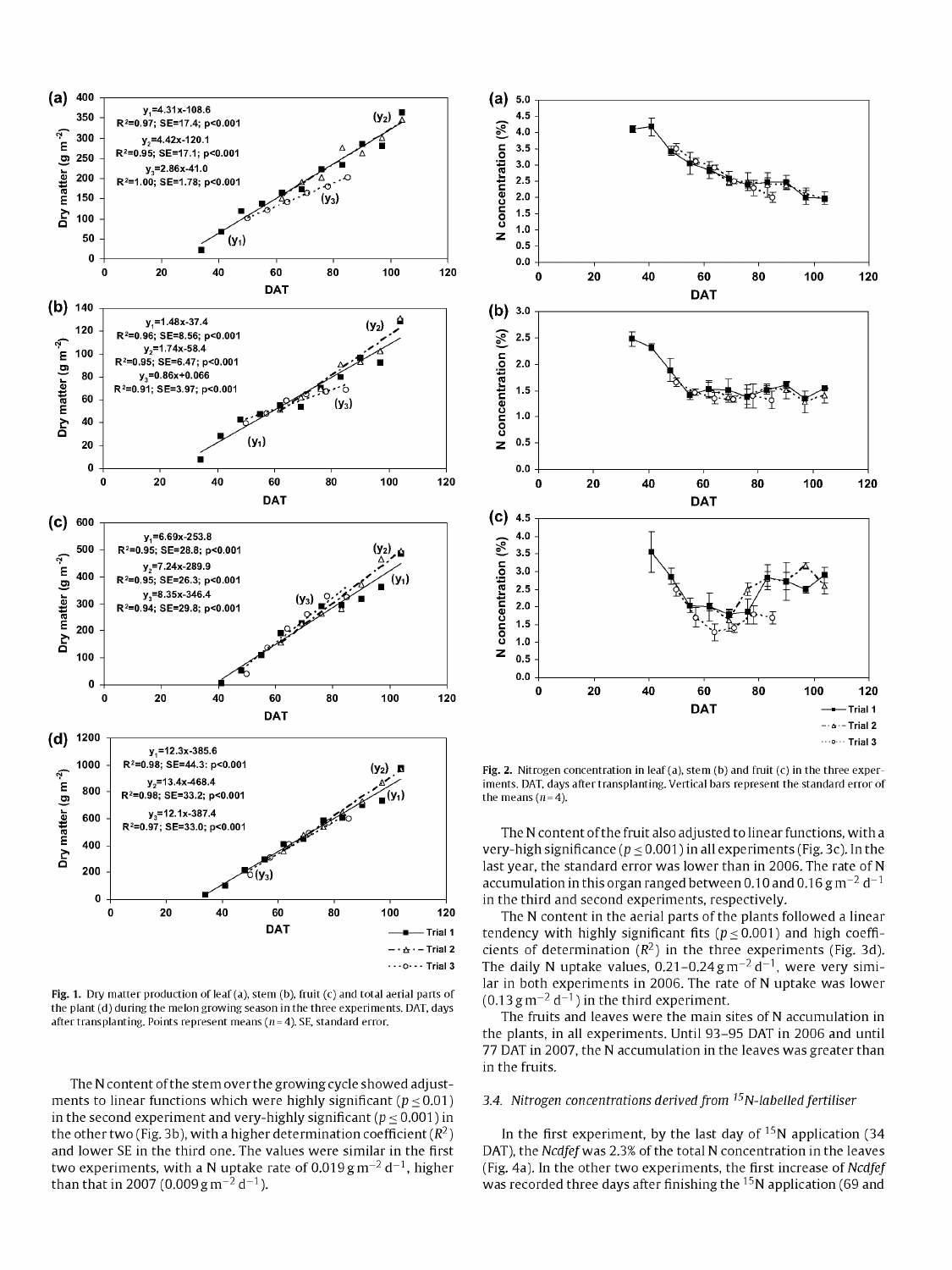**Fig. 1.** Dry matter production of leaf (a), stem (b), fruit (c) and total aerial parts of the plant (d) during the melon growing season in the three experiments. DAT, days after transplanting. Points represent means ($n = 4$). SE, standard error.

**Fig. 2.** Nitrogen concentration in leaf (a), stem (b) and fruit (c) in the three experiments. DAT, days after transplanting. Vertical bars represent the standard error of the means ($n = 4$).

The N content of the stem over the growing cycle showed adjustments to linear functions which were highly significant ($p \leq 0.01$) in the second experiment and very-highly significant ($p \leq 0.001$) in the other two (Fig. 3b), with a higher determination coefficient ($R^2$) and lower SE in the third one. The values were similar in the first two experiments, with a N uptake rate of 0.019 g m$^{-2}$ d$^{-1}$, higher than that in 2007 (0.009 g m$^{-2}$ d$^{-1}$).

The N content of the fruit also adjusted to linear functions, with a very-high significance ($p \leq 0.001$) in all experiments (Fig. 3c). In the last year, the standard error was lower than in 2006. The rate of N accumulation in this organ ranged between 0.10 and 0.16 g m$^{-2}$ d$^{-1}$ in the third and second experiments, respectively.

The N content in the aerial parts of the plants followed a linear tendency with highly significant fits ($p \leq 0.001$) and high coefficients of determination ($R^2$) in the three experiments (Fig. 3d). The daily N uptake values, 0.21–0.24 g m$^{-2}$ d$^{-1}$, were very similar in both experiments in 2006. The rate of N uptake was lower (0.13 g m$^{-2}$ d$^{-1}$) in the third experiment.

The fruits and leaves were the main sites of N accumulation in the plants, in all experiments. Until 93–95 DAT in 2006 and until 77 DAT in 2007, the N accumulation in the leaves was greater than in the fruits.

### 3.4. Nitrogen concentrations derived from $^{15}$N-labelled fertiliser

In the first experiment, by the last day of $^{15}$N application (34 DAT), the *Ncdfef* was 2.3% of the total N concentration in the leaves (Fig. 4a). In the other two experiments, the first increase of *Ncdfef* was recorded three days after finishing the $^{15}$N application (69 and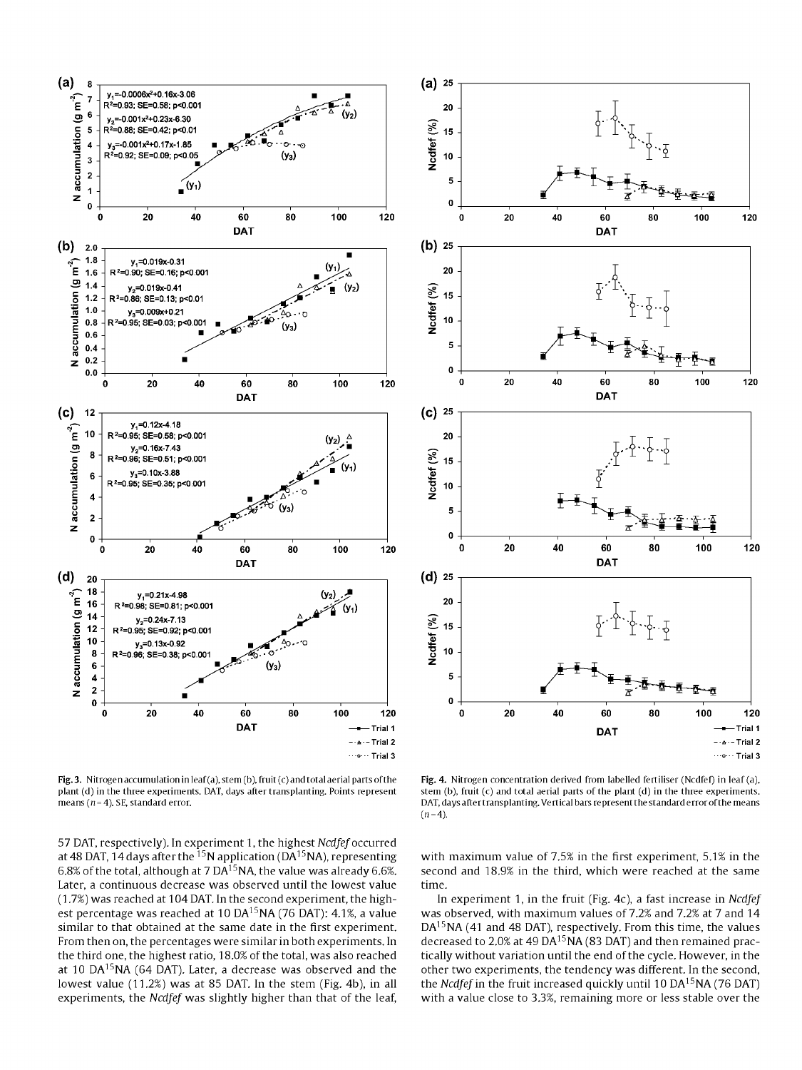Fig. 3. Nitrogen accumulation in leaf (a), stem (b), fruit (c) and total aerial parts of the plant (d) in the three experiments. DAT, days after transplanting. Points represent means ($n = 4$). SE, standard error.

Fig. 4. Nitrogen concentration derived from labelled fertiliser (Ncdfef) in leaf (a), stem (b), fruit (c) and total aerial parts of the plant (d) in the three experiments. DAT, days after transplanting. Vertical bars represent the standard error of the means ($n = 4$).

57 DAT, respectively). In experiment 1, the highest *Ncdfef* occurred at 48 DAT, 14 days after the $^{15}N$ application (DA$^{15}$NA), representing 6.8% of the total, although at 7 DA$^{15}$NA, the value was already 6.6%. Later, a continuous decrease was observed until the lowest value (1.7%) was reached at 104 DAT. In the second experiment, the highest percentage was reached at 10 DA$^{15}$NA (76 DAT): 4.1%, a value similar to that obtained at the same date in the first experiment. From then on, the percentages were similar in both experiments. In the third one, the highest ratio, 18.0% of the total, was also reached at 10 DA$^{15}$NA (64 DAT). Later, a decrease was observed and the lowest value (11.2%) was at 85 DAT. In the stem (Fig. 4b), in all experiments, the *Ncdfef* was slightly higher than that of the leaf, with maximum value of 7.5% in the first experiment, 5.1% in the second and 18.9% in the third, which were reached at the same time.

In experiment 1, in the fruit (Fig. 4c), a fast increase in *Ncdfef* was observed, with maximum values of 7.2% and 7.2% at 7 and 14 DA$^{15}$NA (41 and 48 DAT), respectively. From this time, the values decreased to 2.0% at 49 DA$^{15}$NA (83 DAT) and then remained practically without variation until the end of the cycle. However, in the other two experiments, the tendency was different. In the second, the *Ncdfef* in the fruit increased quickly until 10 DA$^{15}$NA (76 DAT) with a value close to 3.3%, remaining more or less stable over the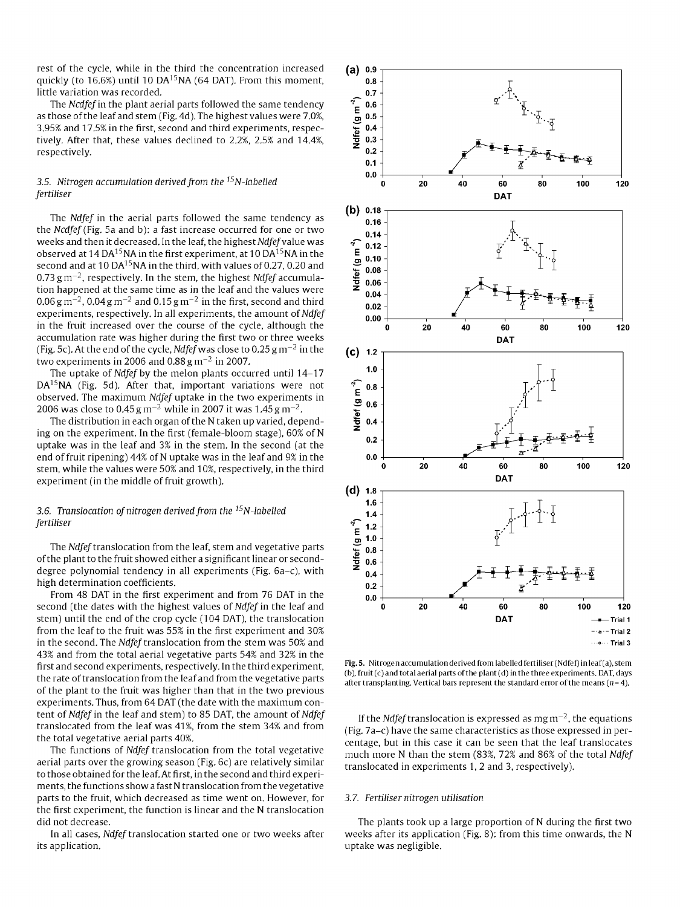rest of the cycle, while in the third the concentration increased quickly (to 16.6%) until 10 DA$^{15}$NA (64 DAT). From this moment, little variation was recorded.

The *Ncdfef* in the plant aerial parts followed the same tendency as those of the leaf and stem (Fig. 4d). The highest values were 7.0%, 3.95% and 17.5% in the first, second and third experiments, respectively. After that, these values declined to 2.2%, 2.5% and 14.4%, respectively.

### 3.5. Nitrogen accumulation derived from the $^{15}$N-labelled fertiliser

The *Ndfef* in the aerial parts followed the same tendency as the *Ncdfef* (Fig. 5a and b): a fast increase occurred for one or two weeks and then it decreased. In the leaf, the highest *Ndfef* value was observed at 14 DA$^{15}$NA in the first experiment, at 10 DA$^{15}$NA in the second and at 10 DA$^{15}$NA in the third, with values of 0.27, 0.20 and 0.73 g m$^{-2}$, respectively. In the stem, the highest *Ndfef* accumulation happened at the same time as in the leaf and the values were 0.06 g m$^{-2}$, 0.04 g m$^{-2}$ and 0.15 g m$^{-2}$ in the first, second and third experiments, respectively. In all experiments, the amount of *Ndfef* in the fruit increased over the course of the cycle, although the accumulation rate was higher during the first two or three weeks (Fig. 5c). At the end of the cycle, *Ndfef* was close to 0.25 g m$^{-2}$ in the two experiments in 2006 and 0.88 g m$^{-2}$ in 2007.

The uptake of *Ndfef* by the melon plants occurred until 14–17 DA$^{15}$NA (Fig. 5d). After that, important variations were not observed. The maximum *Ndfef* uptake in the two experiments in 2006 was close to 0.45 g m$^{-2}$ while in 2007 it was 1.45 g m$^{-2}$.

The distribution in each organ of the N taken up varied, depending on the experiment. In the first (female-bloom stage), 60% of N uptake was in the leaf and 3% in the stem. In the second (at the end of fruit ripening) 44% of N uptake was in the leaf and 9% in the stem, while the values were 50% and 10%, respectively, in the third experiment (in the middle of fruit growth).

### 3.6. Translocation of nitrogen derived from the $^{15}$N-labelled fertiliser

The *Ndfef* translocation from the leaf, stem and vegetative parts of the plant to the fruit showed either a significant linear or second-degree polynomial tendency in all experiments (Fig. 6a–c), with high determination coefficients.

From 48 DAT in the first experiment and from 76 DAT in the second (the dates with the highest values of *Ndfef* in the leaf and stem) until the end of the crop cycle (104 DAT), the translocation from the leaf to the fruit was 55% in the first experiment and 30% in the second. The *Ndfef* translocation from the stem was 50% and 43% and from the total aerial vegetative parts 54% and 32% in the first and second experiments, respectively. In the third experiment, the rate of translocation from the leaf and from the vegetative parts of the plant to the fruit was higher than that in the two previous experiments. Thus, from 64 DAT (the date with the maximum content of *Ndfef* in the leaf and stem) to 85 DAT, the amount of *Ndfef* translocated from the leaf was 41%, from the stem 34% and from the total vegetative aerial parts 40%.

The functions of *Ndfef* translocation from the total vegetative aerial parts over the growing season (Fig. 6c) are relatively similar to those obtained for the leaf. At first, in the second and third experiments, the functions show a fast N translocation from the vegetative parts to the fruit, which decreased as time went on. However, for the first experiment, the function is linear and the N translocation did not decrease.

In all cases, *Ndfef* translocation started one or two weeks after its application.

Fig. 5. Nitrogen accumulation derived from labelled fertiliser (Ndfef) in leaf (a), stem (b), fruit (c) and total aerial parts of the plant (d) in the three experiments. DAT, days after transplanting. Vertical bars represent the standard error of the means ($n = 4$).

If the *Ndfef* translocation is expressed as mg m$^{-2}$, the equations (Fig. 7a–c) have the same characteristics as those expressed in percentage, but in this case it can be seen that the leaf translocates much more N than the stem (83%, 72% and 86% of the total *Ndfef* translocated in experiments 1, 2 and 3, respectively).

### 3.7. Fertiliser nitrogen utilisation

The plants took up a large proportion of N during the first two weeks after its application (Fig. 8): from this time onwards, the N uptake was negligible.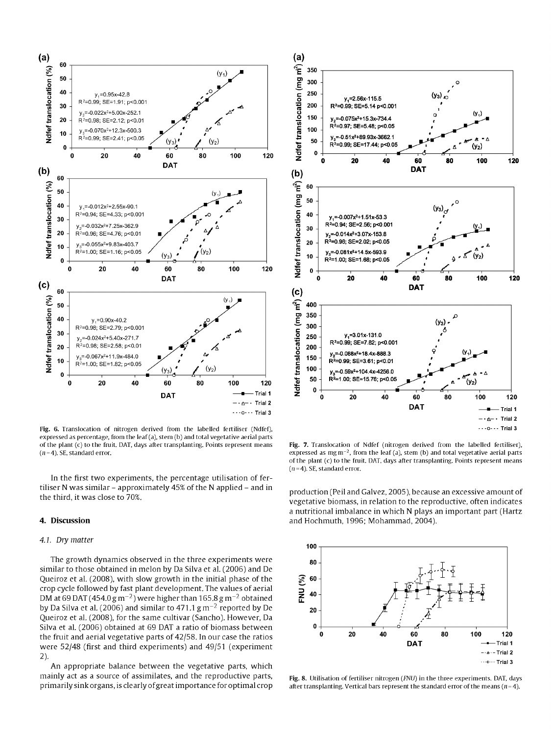Fig. 6. Translocation of nitrogen derived from the labelled fertiliser (Ndfef), expressed as percentage, from the leaf (a), stem (b) and total vegetative aerial parts of the plant (c) to the fruit. DAT, days after transplanting. Points represent means ($n = 4$). SE, standard error.

In the first two experiments, the percentage utilisation of fertiliser N was similar – approximately 45% of the N applied – and in the third, it was close to 70%.

## 4. Discussion

### 4.1. Dry matter

The growth dynamics observed in the three experiments were similar to those obtained in melon by Da Silva et al. (2006) and De Queiroz et al. (2008), with slow growth in the initial phase of the crop cycle followed by fast plant development. The values of aerial DM at 69 DAT (454.0 g m$^{-2}$) were higher than 165.8 g m$^{-2}$ obtained by Da Silva et al. (2006) and similar to 471.1 g m$^{-2}$ reported by De Queiroz et al. (2008), for the same cultivar (Sancho). However, Da Silva et al. (2006) obtained at 69 DAT a ratio of biomass between the fruit and aerial vegetative parts of 42/58. In our case the ratios were 52/48 (first and third experiments) and 49/51 (experiment 2).

An appropriate balance between the vegetative parts, which mainly act as a source of assimilates, and the reproductive parts, primarily sink organs, is clearly of great importance for optimal crop production (Peil and Galvez, 2005), because an excessive amount of vegetative biomass, in relation to the reproductive, often indicates a nutritional imbalance in which N plays an important part (Hartz and Hochmuth, 1996; Mohammad, 2004).

Fig. 7. Translocation of Ndfef (nitrogen derived from the labelled fertiliser), expressed as mg m$^{-2}$, from the leaf (a), stem (b) and total vegetative aerial parts of the plant (c) to the fruit. DAT, days after transplanting. Points represent means ($n = 4$). SE, standard error.

Fig. 8. Utilisation of fertiliser nitrogen (*FNU*) in the three experiments. DAT, days after transplanting. Vertical bars represent the standard error of the means ($n = 4$).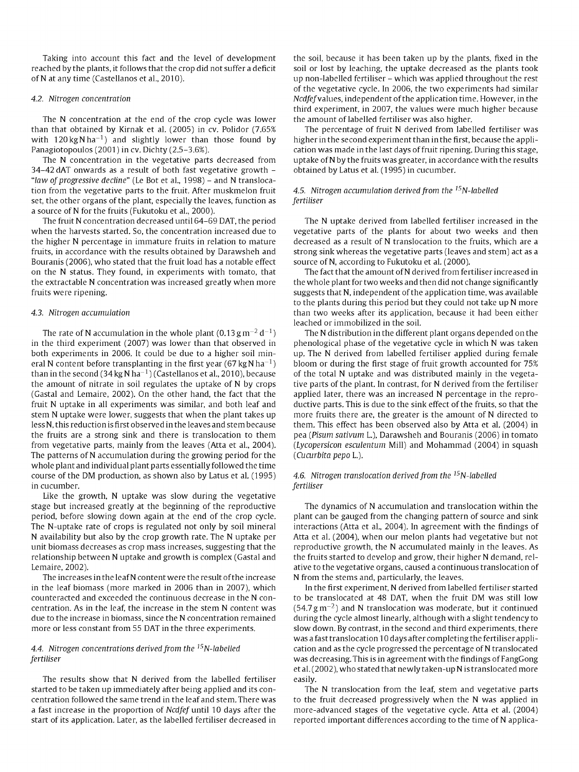Taking into account this fact and the level of development reached by the plants, it follows that the crop did not suffer a deficit of N at any time (Castellanos et al., 2010).

### 4.2. Nitrogen concentration

The N concentration at the end of the crop cycle was lower than that obtained by Kirnak et al. (2005) in cv. Polidor (7.65% with $120\,kg\,N\,ha^{-1}$) and slightly lower than those found by Panagiotopoulos (2001) in cv. Dichty (2.5–3.6%).

The N concentration in the vegetative parts decreased from 34–42 dAT onwards as a result of both fast vegetative growth – "*law of progressive decline*" (Le Bot et al., 1998) – and N translocation from the vegetative parts to the fruit. After muskmelon fruit set, the other organs of the plant, especially the leaves, function as a source of N for the fruits (Fukutoku et al., 2000).

The fruit N concentration decreased until 64–69 DAT, the period when the harvests started. So, the concentration increased due to the higher N percentage in immature fruits in relation to mature fruits, in accordance with the results obtained by Darawsheh and Bouranis (2006), who stated that the fruit load has a notable effect on the N status. They found, in experiments with tomato, that the extractable N concentration was increased greatly when more fruits were ripening.

### 4.3. Nitrogen accumulation

The rate of N accumulation in the whole plant ($0.13\,g\,m^{-2}\,d^{-1}$) in the third experiment (2007) was lower than that observed in both experiments in 2006. It could be due to a higher soil mineral N content before transplanting in the first year ($67\,kg\,N\,ha^{-1}$) than in the second ($34\,kg\,N\,ha^{-1}$) (Castellanos et al., 2010), because the amount of nitrate in soil regulates the uptake of N by crops (Gastal and Lemaire, 2002). On the other hand, the fact that the fruit N uptake in all experiments was similar, and both leaf and stem N uptake were lower, suggests that when the plant takes up less N, this reduction is first observed in the leaves and stem because the fruits are a strong sink and there is translocation to them from vegetative parts, mainly from the leaves (Atta et al., 2004). The patterns of N accumulation during the growing period for the whole plant and individual plant parts essentially followed the time course of the DM production, as shown also by Latus et al. (1995) in cucumber.

Like the growth, N uptake was slow during the vegetative stage but increased greatly at the beginning of the reproductive period, before slowing down again at the end of the crop cycle. The N-uptake rate of crops is regulated not only by soil mineral N availability but also by the crop growth rate. The N uptake per unit biomass decreases as crop mass increases, suggesting that the relationship between N uptake and growth is complex (Gastal and Lemaire, 2002).

The increases in the leaf N content were the result of the increase in the leaf biomass (more marked in 2006 than in 2007), which counteracted and exceeded the continuous decrease in the N concentration. As in the leaf, the increase in the stem N content was due to the increase in biomass, since the N concentration remained more or less constant from 55 DAT in the three experiments.

### 4.4. Nitrogen concentrations derived from the $^{15}N$-labelled fertiliser

The results show that N derived from the labelled fertiliser started to be taken up immediately after being applied and its concentration followed the same trend in the leaf and stem. There was a fast increase in the proportion of *Ncdfef* until 10 days after the start of its application. Later, as the labelled fertiliser decreased in the soil, because it has been taken up by the plants, fixed in the soil or lost by leaching, the uptake decreased as the plants took up non-labelled fertiliser – which was applied throughout the rest of the vegetative cycle. In 2006, the two experiments had similar *Ncdfef* values, independent of the application time. However, in the third experiment, in 2007, the values were much higher because the amount of labelled fertiliser was also higher.

The percentage of fruit N derived from labelled fertiliser was higher in the second experiment than in the first, because the application was made in the last days of fruit ripening. During this stage, uptake of N by the fruits was greater, in accordance with the results obtained by Latus et al. (1995) in cucumber.

### 4.5. Nitrogen accumulation derived from the $^{15}N$-labelled fertiliser

The N uptake derived from labelled fertiliser increased in the vegetative parts of the plants for about two weeks and then decreased as a result of N translocation to the fruits, which are a strong sink whereas the vegetative parts (leaves and stem) act as a source of N, according to Fukutoku et al. (2000).

The fact that the amount of N derived from fertiliser increased in the whole plant for two weeks and then did not change significantly suggests that N, independent of the application time, was available to the plants during this period but they could not take up N more than two weeks after its application, because it had been either leached or immobilized in the soil.

The N distribution in the different plant organs depended on the phenological phase of the vegetative cycle in which N was taken up. The N derived from labelled fertiliser applied during female bloom or during the first stage of fruit growth accounted for 75% of the total N uptake and was distributed mainly in the vegetative parts of the plant. In contrast, for N derived from the fertiliser applied later, there was an increased N percentage in the reproductive parts. This is due to the sink effect of the fruits, so that the more fruits there are, the greater is the amount of N directed to them. This effect has been observed also by Atta et al. (2004) in pea (*Pisum sativum* L.), Darawsheh and Bouranis (2006) in tomato (*Lycopersicon esculentum* Mill) and Mohammad (2004) in squash (*Cucurbita pepo* L.).

### 4.6. Nitrogen translocation derived from the $^{15}N$-labelled fertiliser

The dynamics of N accumulation and translocation within the plant can be gauged from the changing pattern of source and sink interactions (Atta et al., 2004). In agreement with the findings of Atta et al. (2004), when our melon plants had vegetative but not reproductive growth, the N accumulated mainly in the leaves. As the fruits started to develop and grow, their higher N demand, relative to the vegetative organs, caused a continuous translocation of N from the stems and, particularly, the leaves.

In the first experiment, N derived from labelled fertiliser started to be translocated at 48 DAT, when the fruit DM was still low ($54.7\,g\,m^{-2}$) and N translocation was moderate, but it continued during the cycle almost linearly, although with a slight tendency to slow down. By contrast, in the second and third experiments, there was a fast translocation 10 days after completing the fertiliser application and as the cycle progressed the percentage of N translocated was decreasing. This is in agreement with the findings of FangGong et al. (2002), who stated that newly taken-up N is translocated more easily.

The N translocation from the leaf, stem and vegetative parts to the fruit decreased progressively when the N was applied in more-advanced stages of the vegetative cycle. Atta et al. (2004) reported important differences according to the time of N applica-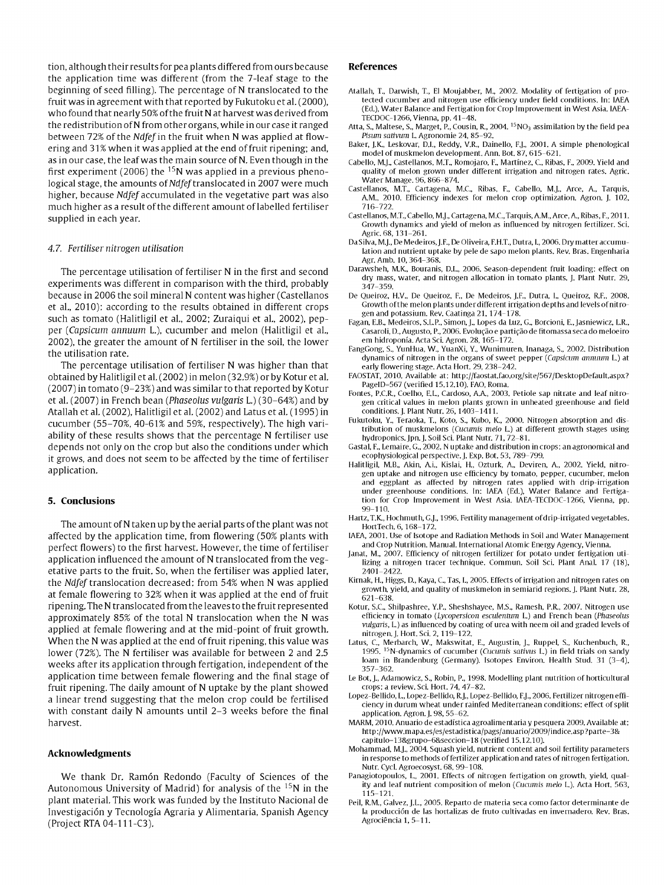tion, although their results for pea plants differed from ours because the application time was different (from the 7-leaf stage to the beginning of seed filling). The percentage of N translocated to the fruit was in agreement with that reported by Fukutoku et al. (2000), who found that nearly 50% of the fruit N at harvest was derived from the redistribution of N from other organs, while in our case it ranged between 72% of the *Ndfef* in the fruit when N was applied at flowering and 31% when it was applied at the end of fruit ripening; and, as in our case, the leaf was the main source of N. Even though in the first experiment (2006) the $^{15}N$ was applied in a previous phenological stage, the amounts of *Ndfef* translocated in 2007 were much higher, because *Ndfef* accumulated in the vegetative part was also much higher as a result of the different amount of labelled fertiliser supplied in each year.

### 4.7. Fertiliser nitrogen utilisation

The percentage utilisation of fertiliser N in the first and second experiments was different in comparison with the third, probably because in 2006 the soil mineral N content was higher (Castellanos et al., 2010): according to the results obtained in different crops such as tomato (Halitligil et al., 2002; Zuraiqui et al., 2002), pepper (*Capsicum annuum* L.), cucumber and melon (Halitligil et al., 2002), the greater the amount of N fertiliser in the soil, the lower the utilisation rate.

The percentage utilisation of fertiliser N was higher than that obtained by Halitligil et al. (2002) in melon (32.9%) or by Kotur et al. (2007) in tomato (9–23%) and was similar to that reported by Kotur et al. (2007) in French bean (*Phaseolus vulgaris* L.) (30–64%) and by Atallah et al. (2002), Halitligil et al. (2002) and Latus et al. (1995) in cucumber (55–70%, 40–61% and 59%, respectively). The high variability of these results shows that the percentage N fertiliser use depends not only on the crop but also the conditions under which it grows, and does not seem to be affected by the time of fertiliser application.

## 5. Conclusions

The amount of N taken up by the aerial parts of the plant was not affected by the application time, from flowering (50% plants with perfect flowers) to the first harvest. However, the time of fertiliser application influenced the amount of N translocated from the vegetative parts to the fruit. So, when the fertiliser was applied later, the *Ndfef* translocation decreased: from 54% when N was applied at female flowering to 32% when it was applied at the end of fruit ripening. The N translocated from the leaves to the fruit represented approximately 85% of the total N translocation when the N was applied at female flowering and at the mid-point of fruit growth. When the N was applied at the end of fruit ripening, this value was lower (72%). The N fertiliser was available for between 2 and 2.5 weeks after its application through fertigation, independent of the application time between female flowering and the final stage of fruit ripening. The daily amount of N uptake by the plant showed a linear trend suggesting that the melon crop could be fertilised with constant daily N amounts until 2–3 weeks before the final harvest.

## Acknowledgments

We thank Dr. Ramón Redondo (Faculty of Sciences of the Autonomous University of Madrid) for analysis of the $^{15}N$ in the plant material. This work was funded by the Instituto Nacional de Investigación y Tecnología Agraria y Alimentaria, Spanish Agency (Project RTA 04-111-C3).

## References

Atallah, T., Darwish, T., El Moujabber, M., 2002. Modality of fertigation of protected cucumber and nitrogen use efficiency under field conditions. In: IAEA (Ed.), Water Balance and Fertigation for Crop Improvement in West Asia. IAEA-TECDOC-1266, Vienna, pp. 41–48.

Atta, S., Maltese, S., Marget, P., Cousin, R., 2004. $^{15}NO_3$ assimilation by the field pea *Pisum sativum* L. Agronomie 24, 85–92.

Baker, J.K., Leskovar, D.I., Reddy, V.R., Dainello, F.J., 2001. A simple phenological model of muskmelon development. Ann. Bot. 87, 615–621.

Cabello, M.J., Castellanos, M.T., Romojaro, F., Martínez, C., Ribas, F., 2009. Yield and quality of melon grown under different irrigation and nitrogen rates. Agric. Water Manage. 96, 866–874.

Castellanos, M.T., Cartagena, M.C., Ribas, F., Cabello, M.J., Arce, A., Tarquis, A.M., 2010. Efficiency indexes for melon crop optimization. Agron. J. 102, 716–722.

Castellanos, M.T., Cabello, M.J., Cartagena, M.C., Tarquis, A.M., Arce, A., Ribas, F., 2011. Growth dynamics and yield of melon as influenced by nitrogen fertilizer. Sci. Agric. 68, 131–261.

Da Silva, M.J., De Medeiros, J.F., De Oliveira, F.H.T., Dutra, I., 2006. Dry matter accumulation and nutrient uptake by pele de sapo melon plants. Rev. Bras. Engenharia Agr. Amb. 10, 364–368.

Darawsheh, M.K., Bouranis, D.L., 2006. Season-dependent fruit loading: effect on dry mass, water, and nitrogen allocation in tomato plants. J. Plant Nutr. 29, 347–359.

De Queiroz, H.V., De Queiroz, F., De Medeiros, J.F., Dutra, I., Queiroz, R.F., 2008. Growth of the melon plants under different irrigation depths and levels of nitrogen and potassium. Rev. Caatinga 21, 174–178.

Fagan, E.B., Medeiros, S.L.P., Simon, J., Lopes da Luz, G., Borcioni, E., Jasniewicz, L.R., Casaroli, D., Augusto, P., 2006. Evolução e partição de fitomassa seca do meloeiro em hidroponía. Acta Sci. Agron. 28, 165–172.

FangGong, S., YunHua, W., YuanXi, Y., Wunimuren, Inanaga, S., 2002. Distribution dynamics of nitrogen in the organs of sweet pepper (*Capsicum annuum* L.) at early flowering stage. Acta Hort. 29, 238–242.

FAOSTAT, 2010. Available at: http://faostat.fao.org/site/567/DesktopDefault.aspx?PageID=567 (verified 15.12.10). FAO, Roma.

Fontes, P.C.R., Coelho, E.L., Cardoso, A.A., 2003. Petiole sap nitrate and leaf nitrogen critical values in melon plants grown in unheated greenhouse and field conditions. J. Plant Nutr. 26, 1403–1411.

Fukutoku, Y., Teraoka, T., Koto, S., Kubo, K., 2000. Nitrogen absorption and distribution of muskmelons (*Cucumis melo* L.) at different growth stages using hydroponics. Jpn. J. Soil Sci. Plant Nutr. 71, 72–81.

Gastal, F., Lemaire, G., 2002. N uptake and distribution in crops: an agronomical and ecophysiological perspective. J. Exp. Bot. 53, 789–799.

Halitligil, M.B., Akin, A.i., Kislai, H., Ozturk, A., Deviren, A., 2002. Yield, nitrogen uptake and nitrogen use efficiency by tomato, pepper, cucumber, melon and eggplant as affected by nitrogen rates applied with drip-irrigation under greenhouse conditions. In: IAEA (Ed.), Water Balance and Fertigation for Crop Improvement in West Asia. IAEA-TECDOC-1266, Vienna, pp. 99–110.

Hartz, T.K., Hochmuth, G.J., 1996. Fertility management of drip-irrigated vegetables. HortTech. 6, 168–172.

IAEA, 2001. Use of Isotope and Radiation Methods in Soil and Water Management and Crop Nutrition. Manual. International Atomic Energy Agency, Vienna.

Janat, M., 2007. Efficiency of nitrogen fertilizer for potato under fertigation utilizing a nitrogen tracer technique. Commun. Soil Sci. Plant Anal. 17 (18), 2401–2422.

Kirnak, H., Higgs, D., Kaya, C., Tas, I., 2005. Effects of irrigation and nitrogen rates on growth, yield, and quality of muskmelon in semiarid regions. J. Plant Nutr. 28, 621–638.

Kotur, S.C., Shilpashree, Y.P., Sheshshayee, M.S., Ramesh, P.R., 2007. Nitrogen use efficiency in tomato (*Lycopersicon esculentum* L.) and French bean (*Phaseolus vulgaris*, L.) as influenced by coating of urea with neem oil and graded levels of nitrogen. J. Hort. Sci. 2, 119–122.

Latus, C., Merbarch, W., Makswitat, E., Augustin, J., Ruppel, S., Kuchenbuch, R., 1995. $^{15}N$-dynamics of cucumber (*Cucumis sativus* L.) in field trials on sandy loam in Brandenburg (Germany). Isotopes Environ. Health Stud. 31 (3–4), 357–362.

Le Bot, J., Adamowicz, S., Robin, P., 1998. Modelling plant nutrition of horticultural crops: a review. Sci. Hort. 74, 47–82.

Lopez-Bellido, L., Lopez-Bellido, R.J., Lopez-Bellido, F.J., 2006. Fertilizer nitrogen efficiency in durum wheat under rainfed Mediterranean conditions: effect of split application. Agron. J. 98, 55–62.

MARM, 2010. Anuario de estadística agroalimentaria y pesquera 2009. Available at: http://www.mapa.es/es/estadistica/pags/anuario/2009/indice.asp?parte=3&capitulo=13&grupo=6&seccion=18 (verified 15.12.10).

Mohammad, M.J., 2004. Squash yield, nutrient content and soil fertility parameters in response to methods of fertilizer application and rates of nitrogen fertigation. Nutr. Cycl. Agroecosyst. 68, 99–108.

Panagiotopoulos, L., 2001. Effects of nitrogen fertigation on growth, yield, quality and leaf nutrient composition of melon (*Cucumis melo* L.). Acta Hort. 563, 115–121.

Peil, R.M., Galvez, J.L., 2005. Reparto de materia seca como factor determinante de la producción de las hortalizas de fruto cultivadas en invernadero. Rev. Bras. Agrociência 1, 5–11.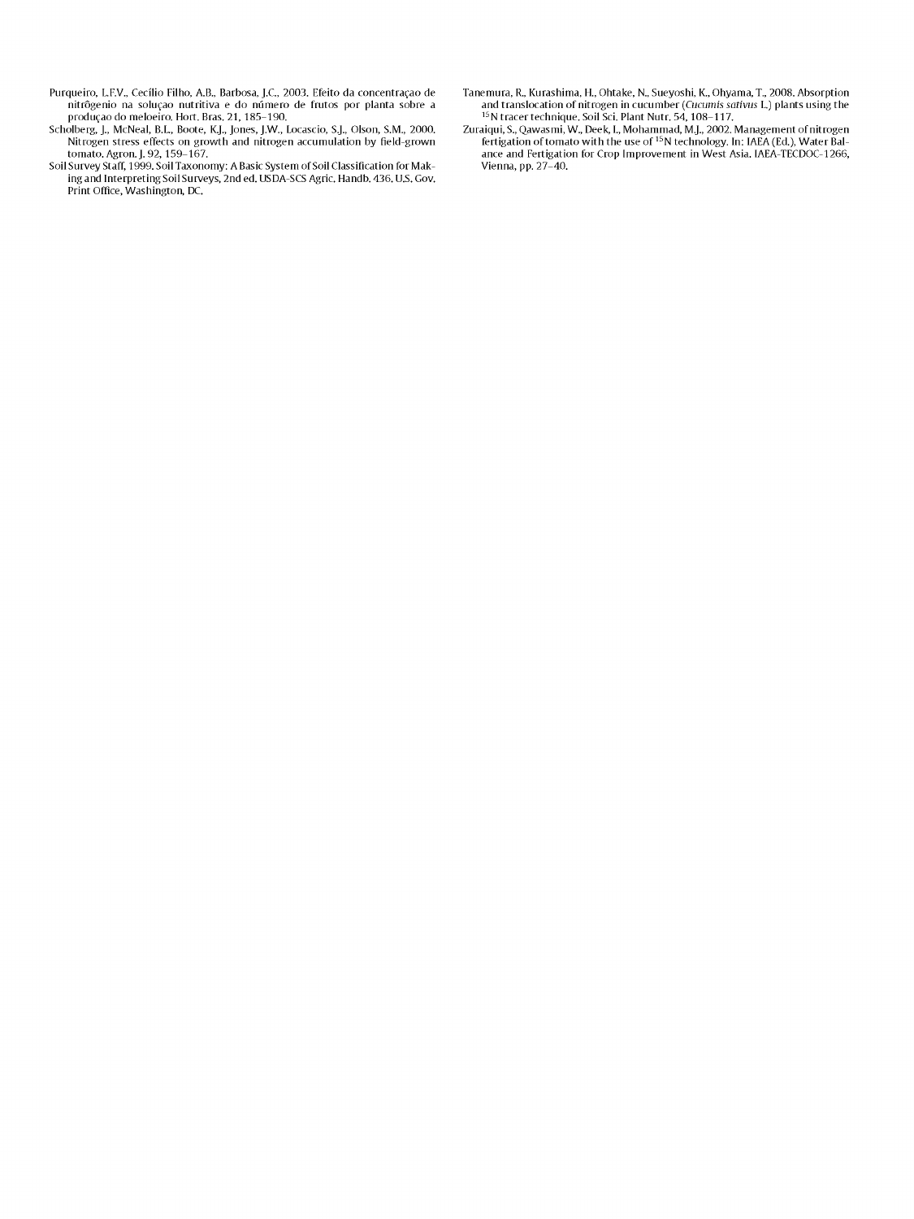Purqueiro, L.F.V., Cecílio Filho, A.B., Barbosa, J.C., 2003. Efeito da concentraçao de nitrôgenio na soluçao nutritiva e do número de frutos por planta sobre a produçao do meloeiro. Hort. Bras. 21, 185–190.

Scholberg, J., McNeal, B.L., Boote, K.J., Jones, J.W., Locascio, S.J., Olson, S.M., 2000. Nitrogen stress effects on growth and nitrogen accumulation by field-grown tomato. Agron. J. 92, 159–167.

Soil Survey Staff, 1999. Soil Taxonomy: A Basic System of Soil Classification for Making and Interpreting Soil Surveys, 2nd ed. USDA-SCS Agric. Handb. 436. U.S. Gov. Print Office, Washington, DC.

Tanemura, R., Kurashima, H., Ohtake, N., Sueyoshi, K., Ohyama, T., 2008. Absorption and translocation of nitrogen in cucumber (*Cucumis sativus* L.) plants using the $^{15}N$ tracer technique. Soil Sci. Plant Nutr. 54, 108–117.

Zuraiqui, S., Qawasmi, W., Deek, I., Mohammad, M.J., 2002. Management of nitrogen fertigation of tomato with the use of $^{15}N$ technology. In: IAEA (Ed.), Water Balance and Fertigation for Crop Improvement in West Asia. IAEA-TECDOC-1266, Vienna, pp. 27–40.